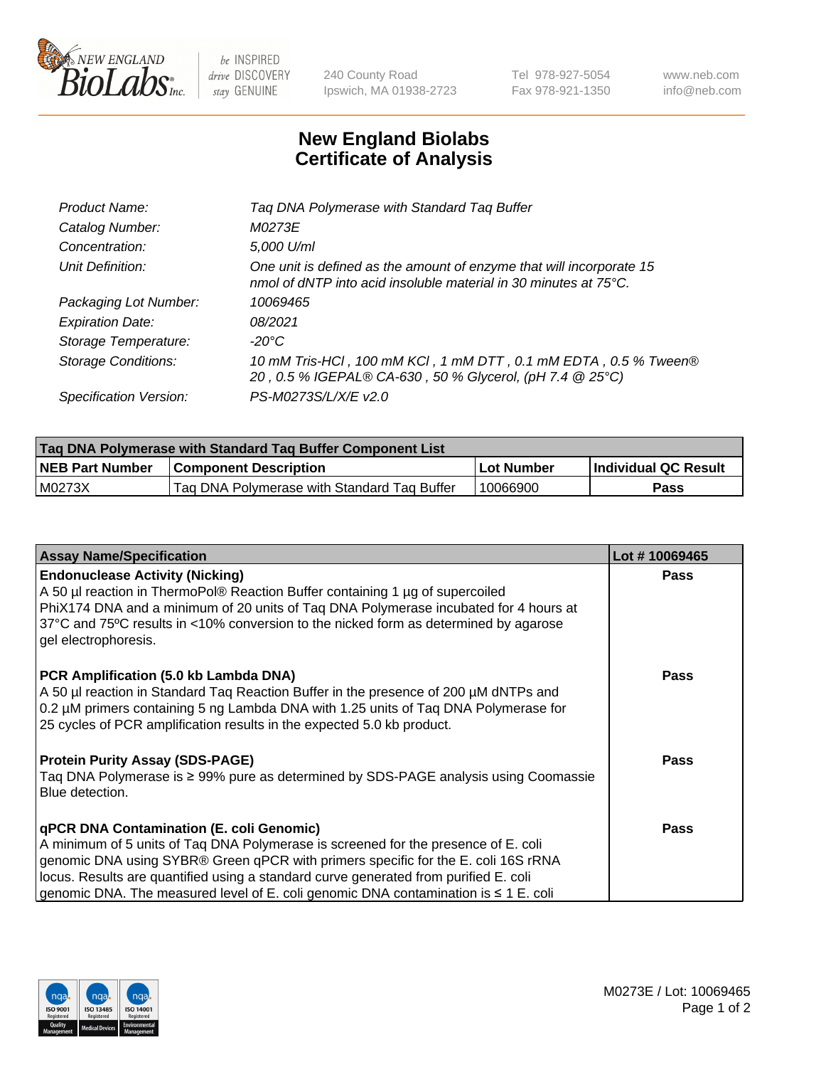New England BioLabs Inc. — be INSPIRED drive DISCOVERY stay GENUINE

240 County Road
Ipswich, MA 01938-2723

Tel 978-927-5054
Fax 978-921-1350

www.neb.com
info@neb.com

# New England Biolabs
# Certificate of Analysis

| | |
|---|---|
| *Product Name:* | *Taq DNA Polymerase with Standard Taq Buffer* |
| *Catalog Number:* | *M0273E* |
| *Concentration:* | *5,000 U/ml* |
| *Unit Definition:* | *One unit is defined as the amount of enzyme that will incorporate 15 nmol of dNTP into acid insoluble material in 30 minutes at 75°C.* |
| *Packaging Lot Number:* | *10069465* |
| *Expiration Date:* | *08/2021* |
| *Storage Temperature:* | *-20°C* |
| *Storage Conditions:* | *10 mM Tris-HCl , 100 mM KCl , 1 mM DTT , 0.1 mM EDTA , 0.5 % Tween® 20 , 0.5 % IGEPAL® CA-630 , 50 % Glycerol, (pH 7.4 @ 25°C)* |
| *Specification Version:* | *PS-M0273S/L/X/E v2.0* |

| **Taq DNA Polymerase with Standard Taq Buffer Component List** | | | |
|---|---|---|---|
| **NEB Part Number** | **Component Description** | **Lot Number** | **Individual QC Result** |
| M0273X | Taq DNA Polymerase with Standard Taq Buffer | 10066900 | **Pass** |

| **Assay Name/Specification** | **Lot # 10069465** |
|---|---|
| **Endonuclease Activity (Nicking)**<br>A 50 µl reaction in ThermoPol® Reaction Buffer containing 1 µg of supercoiled PhiX174 DNA and a minimum of 20 units of Taq DNA Polymerase incubated for 4 hours at 37°C and 75ºC results in <10% conversion to the nicked form as determined by agarose gel electrophoresis. | **Pass** |
| **PCR Amplification (5.0 kb Lambda DNA)**<br>A 50 µl reaction in Standard Taq Reaction Buffer in the presence of 200 µM dNTPs and 0.2 µM primers containing 5 ng Lambda DNA with 1.25 units of Taq DNA Polymerase for 25 cycles of PCR amplification results in the expected 5.0 kb product. | **Pass** |
| **Protein Purity Assay (SDS-PAGE)**<br>Taq DNA Polymerase is ≥ 99% pure as determined by SDS-PAGE analysis using Coomassie Blue detection. | **Pass** |
| **qPCR DNA Contamination (E. coli Genomic)**<br>A minimum of 5 units of Taq DNA Polymerase is screened for the presence of E. coli genomic DNA using SYBR® Green qPCR with primers specific for the E. coli 16S rRNA locus. Results are quantified using a standard curve generated from purified E. coli genomic DNA. The measured level of E. coli genomic DNA contamination is ≤ 1 E. coli | **Pass** |

M0273E / Lot: 10069465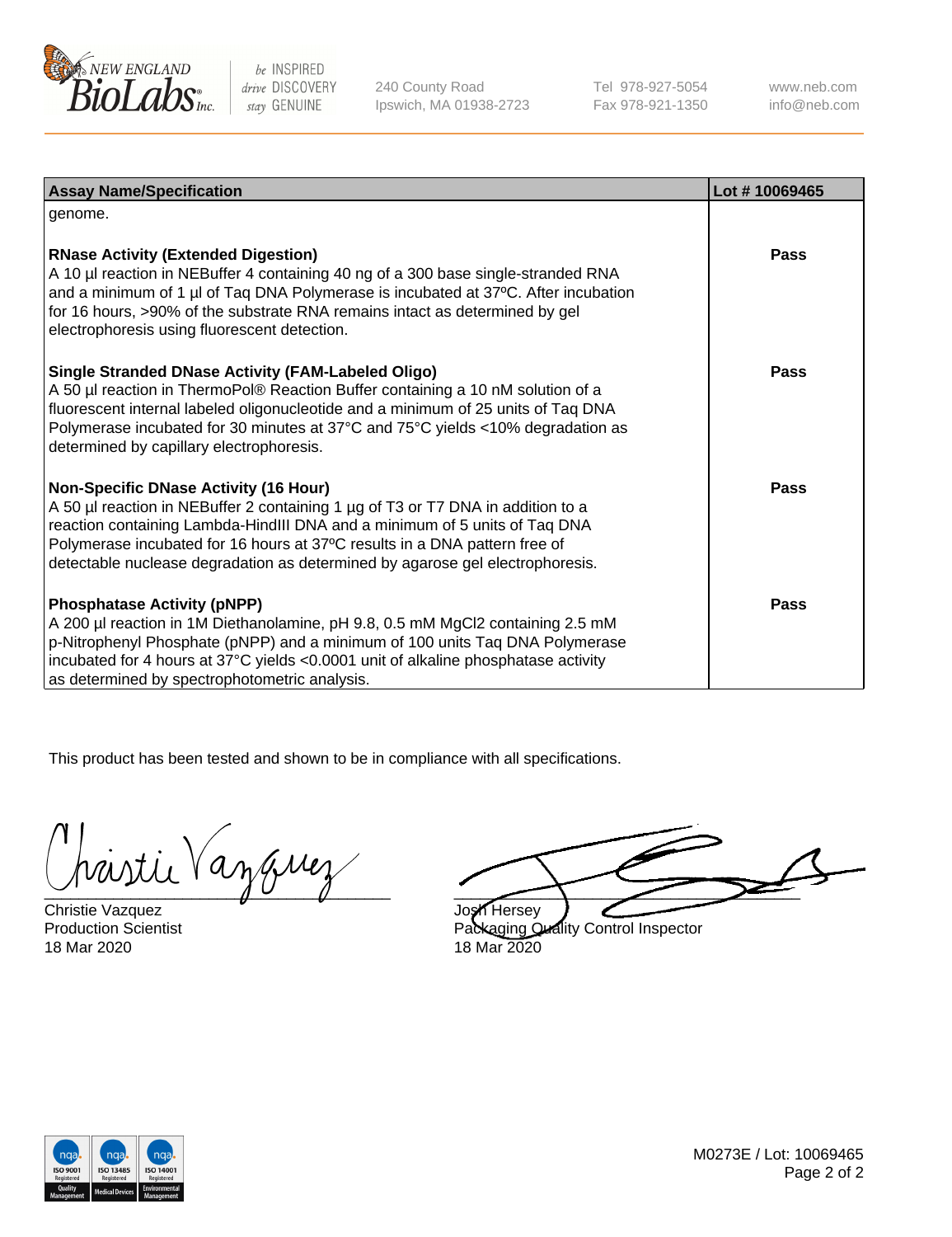| Assay Name/Specification | Lot # 10069465 |
|---|---|
| genome. | |
| **RNase Activity (Extended Digestion)**<br>A 10 µl reaction in NEBuffer 4 containing 40 ng of a 300 base single-stranded RNA and a minimum of 1 µl of Taq DNA Polymerase is incubated at 37ºC. After incubation for 16 hours, >90% of the substrate RNA remains intact as determined by gel electrophoresis using fluorescent detection. | Pass |
| **Single Stranded DNase Activity (FAM-Labeled Oligo)**<br>A 50 µl reaction in ThermoPol® Reaction Buffer containing a 10 nM solution of a fluorescent internal labeled oligonucleotide and a minimum of 25 units of Taq DNA Polymerase incubated for 30 minutes at 37°C and 75°C yields <10% degradation as determined by capillary electrophoresis. | Pass |
| **Non-Specific DNase Activity (16 Hour)**<br>A 50 µl reaction in NEBuffer 2 containing 1 µg of T3 or T7 DNA in addition to a reaction containing Lambda-HindIII DNA and a minimum of 5 units of Taq DNA Polymerase incubated for 16 hours at 37ºC results in a DNA pattern free of detectable nuclease degradation as determined by agarose gel electrophoresis. | Pass |
| **Phosphatase Activity (pNPP)**<br>A 200 µl reaction in 1M Diethanolamine, pH 9.8, 0.5 mM $MgCl_2$ containing 2.5 mM p-Nitrophenyl Phosphate (pNPP) and a minimum of 100 units Taq DNA Polymerase incubated for 4 hours at 37°C yields <0.0001 unit of alkaline phosphatase activity as determined by spectrophotometric analysis. | Pass |

This product has been tested and shown to be in compliance with all specifications.

Christie Vazquez
Production Scientist
18 Mar 2020

Josh Hersey
Packaging Quality Control Inspector
18 Mar 2020

M0273E / Lot: 10069465